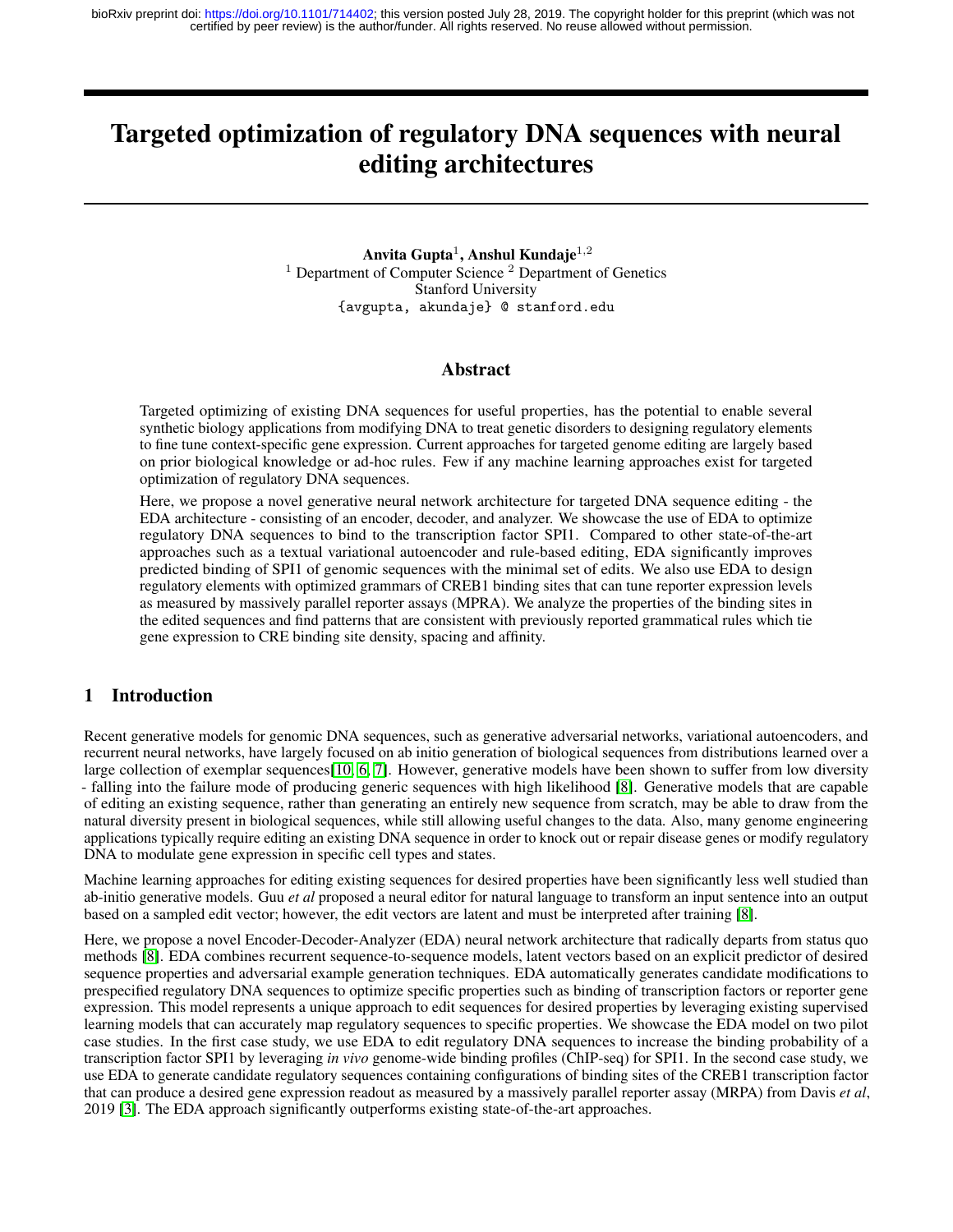# Targeted optimization of regulatory DNA sequences with neural editing architectures

**Anvita Gupta**[1], **Anshul Kundaje**[1,2]
[1] Department of Computer Science [2] Department of Genetics
Stanford University
{avgupta, akundaje} @ stanford.edu

## Abstract

Targeted optimizing of existing DNA sequences for useful properties, has the potential to enable several synthetic biology applications from modifying DNA to treat genetic disorders to designing regulatory elements to fine tune context-specific gene expression. Current approaches for targeted genome editing are largely based on prior biological knowledge or ad-hoc rules. Few if any machine learning approaches exist for targeted optimization of regulatory DNA sequences.

Here, we propose a novel generative neural network architecture for targeted DNA sequence editing - the EDA architecture - consisting of an encoder, decoder, and analyzer. We showcase the use of EDA to optimize regulatory DNA sequences to bind to the transcription factor SPI1. Compared to other state-of-the-art approaches such as a textual variational autoencoder and rule-based editing, EDA significantly improves predicted binding of SPI1 of genomic sequences with the minimal set of edits. We also use EDA to design regulatory elements with optimized grammars of CREB1 binding sites that can tune reporter expression levels as measured by massively parallel reporter assays (MPRA). We analyze the properties of the binding sites in the edited sequences and find patterns that are consistent with previously reported grammatical rules which tie gene expression to CRE binding site density, spacing and affinity.

## 1 Introduction

Recent generative models for genomic DNA sequences, such as generative adversarial networks, variational autoencoders, and recurrent neural networks, have largely focused on ab initio generation of biological sequences from distributions learned over a large collection of exemplar sequences[10, 6, 7]. However, generative models have been shown to suffer from low diversity - falling into the failure mode of producing generic sequences with high likelihood [8]. Generative models that are capable of editing an existing sequence, rather than generating an entirely new sequence from scratch, may be able to draw from the natural diversity present in biological sequences, while still allowing useful changes to the data. Also, many genome engineering applications typically require editing an existing DNA sequence in order to knock out or repair disease genes or modify regulatory DNA to modulate gene expression in specific cell types and states.

Machine learning approaches for editing existing sequences for desired properties have been significantly less well studied than ab-initio generative models. Guu *et al* proposed a neural editor for natural language to transform an input sentence into an output based on a sampled edit vector; however, the edit vectors are latent and must be interpreted after training [8].

Here, we propose a novel Encoder-Decoder-Analyzer (EDA) neural network architecture that radically departs from status quo methods [8]. EDA combines recurrent sequence-to-sequence models, latent vectors based on an explicit predictor of desired sequence properties and adversarial example generation techniques. EDA automatically generates candidate modifications to prespecified regulatory DNA sequences to optimize specific properties such as binding of transcription factors or reporter gene expression. This model represents a unique approach to edit sequences for desired properties by leveraging existing supervised learning models that can accurately map regulatory sequences to specific properties. We showcase the EDA model on two pilot case studies. In the first case study, we use EDA to edit regulatory DNA sequences to increase the binding probability of a transcription factor SPI1 by leveraging *in vivo* genome-wide binding profiles (ChIP-seq) for SPI1. In the second case study, we use EDA to generate candidate regulatory sequences containing configurations of binding sites of the CREB1 transcription factor that can produce a desired gene expression readout as measured by a massively parallel reporter assay (MRPA) from Davis *et al*, 2019 [3]. The EDA approach significantly outperforms existing state-of-the-art approaches.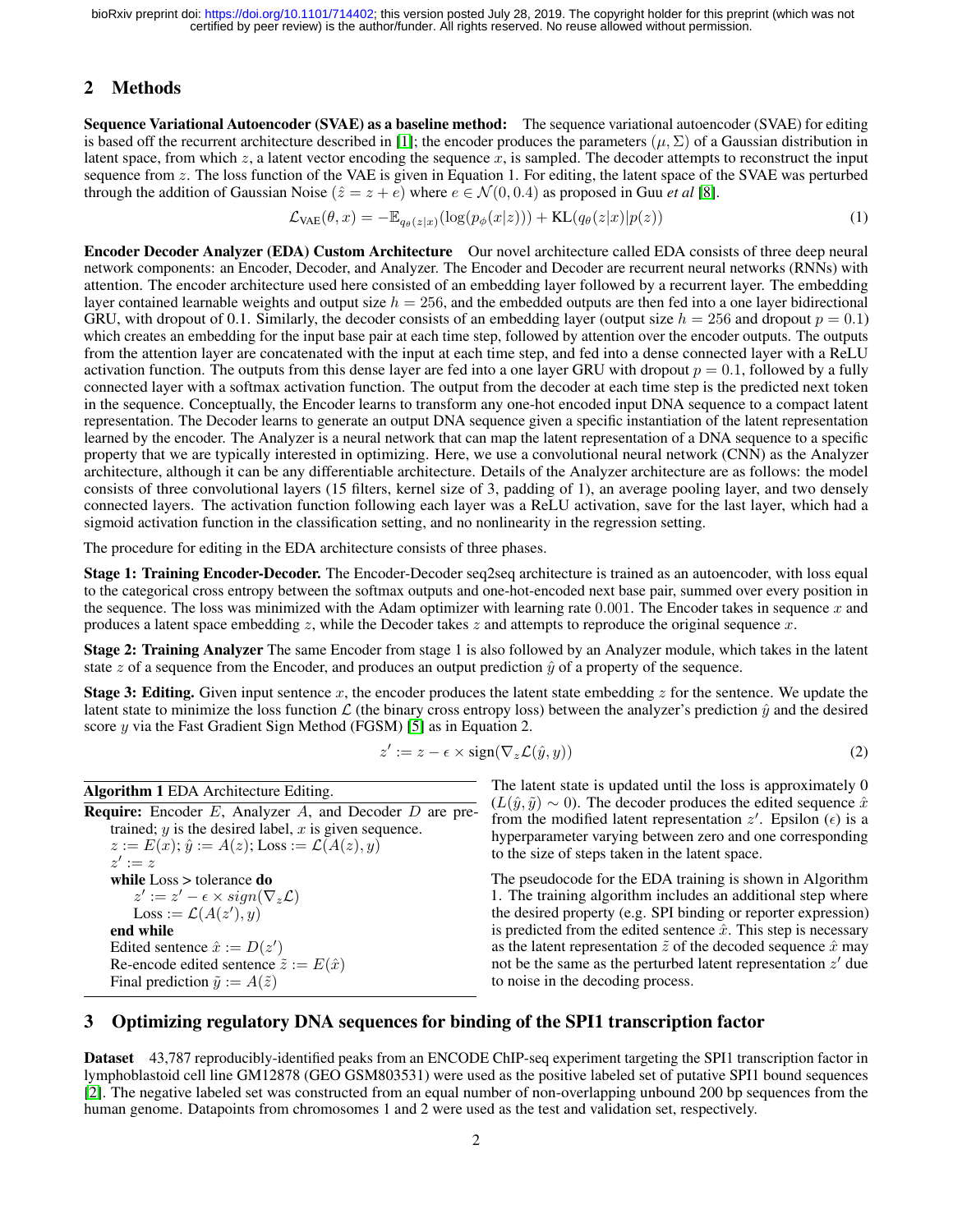## 2 Methods

**Sequence Variational Autoencoder (SVAE) as a baseline method:** The sequence variational autoencoder (SVAE) for editing is based off the recurrent architecture described in [1]; the encoder produces the parameters $(\mu, \Sigma)$ of a Gaussian distribution in latent space, from which $z$, a latent vector encoding the sequence $x$, is sampled. The decoder attempts to reconstruct the input sequence from $z$. The loss function of the VAE is given in Equation 1. For editing, the latent space of the SVAE was perturbed through the addition of Gaussian Noise ($\hat{z} = z + e$) where $e \in \mathcal{N}(0, 0.4)$ as proposed in Guu *et al* [8].

$$\mathcal{L}_{\text{VAE}}(\theta, x) = -\mathbb{E}_{q_\theta(z|x)}(\log(p_\phi(x|z))) + \text{KL}(q_\theta(z|x)|p(z)) \tag{1}$$

**Encoder Decoder Analyzer (EDA) Custom Architecture** Our novel architecture called EDA consists of three deep neural network components: an Encoder, Decoder, and Analyzer. The Encoder and Decoder are recurrent neural networks (RNNs) with attention. The encoder architecture used here consisted of an embedding layer followed by a recurrent layer. The embedding layer contained learnable weights and output size $h = 256$, and the embedded outputs are then fed into a one layer bidirectional GRU, with dropout of 0.1. Similarly, the decoder consists of an embedding layer (output size $h = 256$ and dropout $p = 0.1$) which creates an embedding for the input base pair at each time step, followed by attention over the encoder outputs. The outputs from the attention layer are concatenated with the input at each time step, and fed into a dense connected layer with a ReLU activation function. The outputs from this dense layer are fed into a one layer GRU with dropout $p = 0.1$, followed by a fully connected layer with a softmax activation function. The output from the decoder at each time step is the predicted next token in the sequence. Conceptually, the Encoder learns to transform any one-hot encoded input DNA sequence to a compact latent representation. The Decoder learns to generate an output DNA sequence given a specific instantiation of the latent representation learned by the encoder. The Analyzer is a neural network that can map the latent representation of a DNA sequence to a specific property that we are typically interested in optimizing. Here, we use a convolutional neural network (CNN) as the Analyzer architecture, although it can be any differentiable architecture. Details of the Analyzer architecture are as follows: the model consists of three convolutional layers (15 filters, kernel size of 3, padding of 1), an average pooling layer, and two densely connected layers. The activation function following each layer was a ReLU activation, save for the last layer, which had a sigmoid activation function in the classification setting, and no nonlinearity in the regression setting.

The procedure for editing in the EDA architecture consists of three phases.

**Stage 1: Training Encoder-Decoder.** The Encoder-Decoder seq2seq architecture is trained as an autoencoder, with loss equal to the categorical cross entropy between the softmax outputs and one-hot-encoded next base pair, summed over every position in the sequence. The loss was minimized with the Adam optimizer with learning rate 0.001. The Encoder takes in sequence $x$ and produces a latent space embedding $z$, while the Decoder takes $z$ and attempts to reproduce the original sequence $x$.

**Stage 2: Training Analyzer** The same Encoder from stage 1 is also followed by an Analyzer module, which takes in the latent state $z$ of a sequence from the Encoder, and produces an output prediction $\hat{y}$ of a property of the sequence.

**Stage 3: Editing.** Given input sentence $x$, the encoder produces the latent state embedding $z$ for the sentence. We update the latent state to minimize the loss function $\mathcal{L}$ (the binary cross entropy loss) between the analyzer's prediction $\hat{y}$ and the desired score $y$ via the Fast Gradient Sign Method (FGSM) [5] as in Equation 2.

$$z' := z - \epsilon \times \text{sign}(\nabla_z \mathcal{L}(\hat{y}, y)) \tag{2}$$

**Algorithm 1** EDA Architecture Editing.

**Require:** Encoder $E$, Analyzer $A$, and Decoder $D$ are pre-trained; $y$ is the desired label, $x$ is given sequence.
$z := E(x)$; $\hat{y} := A(z)$; Loss $:= \mathcal{L}(A(z), y)$
$z' := z$
**while** Loss > tolerance **do**
  $z' := z' - \epsilon \times sign(\nabla_z \mathcal{L})$
  Loss $:= \mathcal{L}(A(z'), y)$
**end while**
Edited sentence $\hat{x} := D(z')$
Re-encode edited sentence $\tilde{z} := E(\hat{x})$
Final prediction $\tilde{y} := A(\tilde{z})$

The latent state is updated until the loss is approximately 0 ($L(\hat{y}, \tilde{y}) \sim 0$). The decoder produces the edited sequence $\hat{x}$ from the modified latent representation $z'$. Epsilon ($\epsilon$) is a hyperparameter varying between zero and one corresponding to the size of steps taken in the latent space.

The pseudocode for the EDA training is shown in Algorithm 1. The training algorithm includes an additional step where the desired property (e.g. SPI binding or reporter expression) is predicted from the edited sentence $\hat{x}$. This step is necessary as the latent representation $\tilde{z}$ of the decoded sequence $\hat{x}$ may not be the same as the perturbed latent representation $z'$ due to noise in the decoding process.

## 3 Optimizing regulatory DNA sequences for binding of the SPI1 transcription factor

**Dataset** 43,787 reproducibly-identified peaks from an ENCODE ChIP-seq experiment targeting the SPI1 transcription factor in lymphoblastoid cell line GM12878 (GEO GSM803531) were used as the positive labeled set of putative SPI1 bound sequences [2]. The negative labeled set was constructed from an equal number of non-overlapping unbound 200 bp sequences from the human genome. Datapoints from chromosomes 1 and 2 were used as the test and validation set, respectively.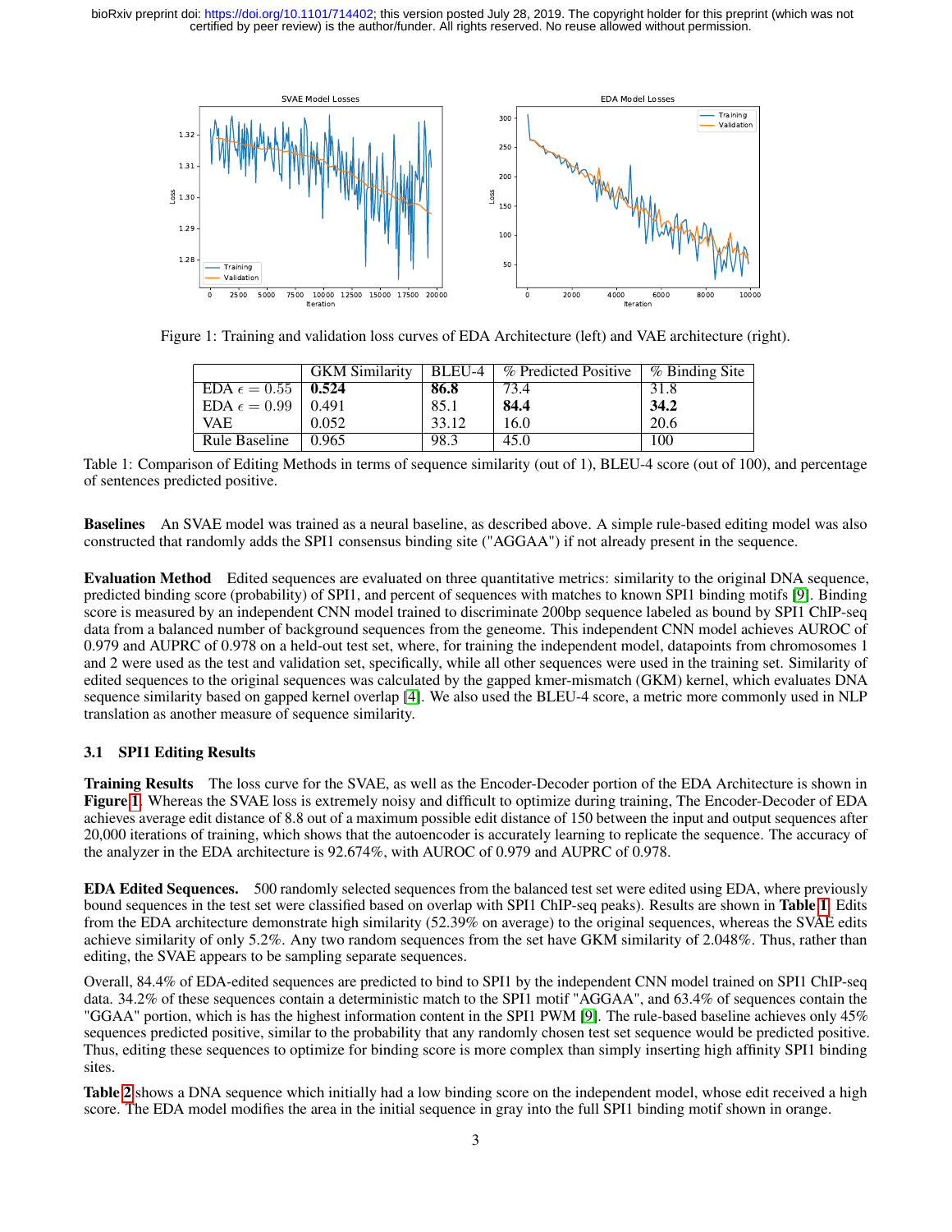Figure 1: Training and validation loss curves of EDA Architecture (left) and VAE architecture (right).

| | GKM Similarity | BLEU-4 | % Predicted Positive | % Binding Site |
|---|---|---|---|---|
| EDA $\epsilon = 0.55$ | **0.524** | **86.8** | 73.4 | 31.8 |
| EDA $\epsilon = 0.99$ | 0.491 | 85.1 | **84.4** | **34.2** |
| VAE | 0.052 | 33.12 | 16.0 | 20.6 |
| Rule Baseline | 0.965 | 98.3 | 45.0 | 100 |

Table 1: Comparison of Editing Methods in terms of sequence similarity (out of 1), BLEU-4 score (out of 100), and percentage of sentences predicted positive.

**Baselines** An SVAE model was trained as a neural baseline, as described above. A simple rule-based editing model was also constructed that randomly adds the SPI1 consensus binding site ("AGGAA") if not already present in the sequence.

**Evaluation Method** Edited sequences are evaluated on three quantitative metrics: similarity to the original DNA sequence, predicted binding score (probability) of SPI1, and percent of sequences with matches to known SPI1 binding motifs [9]. Binding score is measured by an independent CNN model trained to discriminate 200bp sequence labeled as bound by SPI1 ChIP-seq data from a balanced number of background sequences from the geneome. This independent CNN model achieves AUROC of 0.979 and AUPRC of 0.978 on a held-out test set, where, for training the independent model, datapoints from chromosomes 1 and 2 were used as the test and validation set, specifically, while all other sequences were used in the training set. Similarity of edited sequences to the original sequences was calculated by the gapped kmer-mismatch (GKM) kernel, which evaluates DNA sequence similarity based on gapped kernel overlap [4]. We also used the BLEU-4 score, a metric more commonly used in NLP translation as another measure of sequence similarity.

### 3.1 SPI1 Editing Results

**Training Results** The loss curve for the SVAE, as well as the Encoder-Decoder portion of the EDA Architecture is shown in **Figure 1**. Whereas the SVAE loss is extremely noisy and difficult to optimize during training, The Encoder-Decoder of EDA achieves average edit distance of 8.8 out of a maximum possible edit distance of 150 between the input and output sequences after 20,000 iterations of training, which shows that the autoencoder is accurately learning to replicate the sequence. The accuracy of the analyzer in the EDA architecture is 92.674%, with AUROC of 0.979 and AUPRC of 0.978.

**EDA Edited Sequences.** 500 randomly selected sequences from the balanced test set were edited using EDA, where previously bound sequences in the test set were classified based on overlap with SPI1 ChIP-seq peaks). Results are shown in **Table 1**. Edits from the EDA architecture demonstrate high similarity (52.39% on average) to the original sequences, whereas the SVAE edits achieve similarity of only 5.2%. Any two random sequences from the set have GKM similarity of 2.048%. Thus, rather than editing, the SVAE appears to be sampling separate sequences.

Overall, 84.4% of EDA-edited sequences are predicted to bind to SPI1 by the independent CNN model trained on SPI1 ChIP-seq data. 34.2% of these sequences contain a deterministic match to the SPI1 motif "AGGAA", and 63.4% of sequences contain the "GGAA" portion, which is has the highest information content in the SPI1 PWM [9]. The rule-based baseline achieves only 45% sequences predicted positive, similar to the probability that any randomly chosen test set sequence would be predicted positive. Thus, editing these sequences to optimize for binding score is more complex than simply inserting high affinity SPI1 binding sites.

**Table 2** shows a DNA sequence which initially had a low binding score on the independent model, whose edit received a high score. The EDA model modifies the area in the initial sequence in gray into the full SPI1 binding motif shown in orange.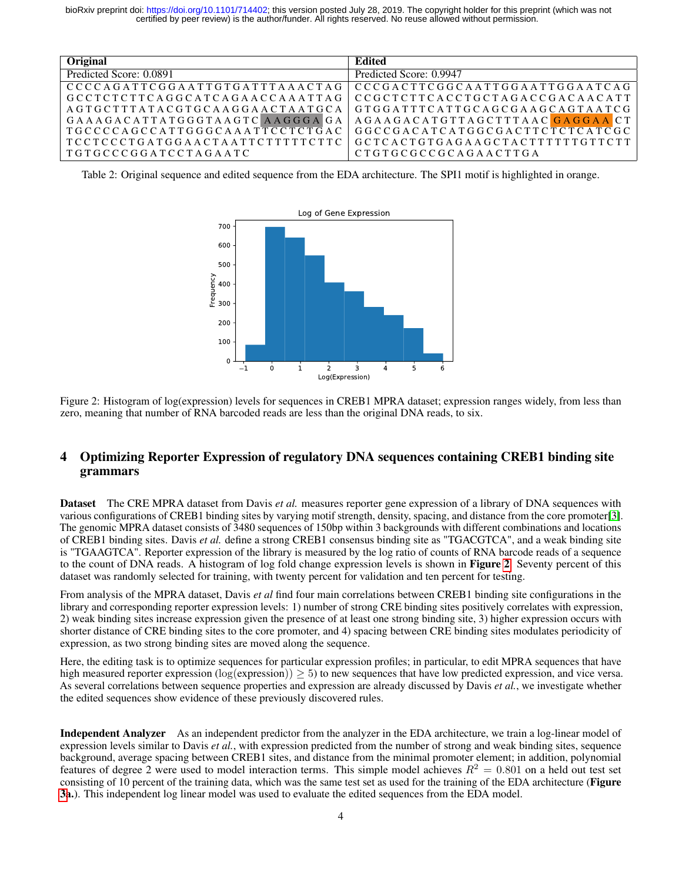| Original | Edited |
|---|---|
| Predicted Score: 0.0891 | Predicted Score: 0.9947 |
| CCCCAGATTCGGAATTGTGATTTAAACTAG GCCTCTCTTCAGGCATCAGAACCAAATTAG AGTGCTTTATACGTGCAAGGAACTAATGCA GAAAGACATTATGGGTAAGTCAAGGGAGA TGCCCCAGCCATTGGGCAAATTCCTCTGAC TCCTCCCTGATGGAACTAATTCTTTTTCTTC TGTGCCCGGATCCTAGAATC | CCCGACTTCGGCAATTGGAATTGGAATCAG CCGCTCTTCACCTGCTAGACCGACAACATT GTGGATTTCATTGCAGCGAAGCAGTAATCG AGAAGACATGTTAGCTTTAACGAGGAACT GGCCGACATCATGGCGACTTCTCTCATCGC GCTCACTGTGAGAAGCTACTTTTTTGTTCTT CTGTGCGCCGCAGAACTTGA |

Table 2: Original sequence and edited sequence from the EDA architecture. The SPI1 motif is highlighted in orange.

Figure 2: Histogram of log(expression) levels for sequences in CREB1 MPRA dataset; expression ranges widely, from less than zero, meaning that number of RNA barcoded reads are less than the original DNA reads, to six.

## 4 Optimizing Reporter Expression of regulatory DNA sequences containing CREB1 binding site grammars

**Dataset** The CRE MPRA dataset from Davis *et al.* measures reporter gene expression of a library of DNA sequences with various configurations of CREB1 binding sites by varying motif strength, density, spacing, and distance from the core promoter[3]. The genomic MPRA dataset consists of 3480 sequences of 150bp within 3 backgrounds with different combinations and locations of CREB1 binding sites. Davis *et al.* define a strong CREB1 consensus binding site as "TGACGTCA", and a weak binding site is "TGAAGTCA". Reporter expression of the library is measured by the log ratio of counts of RNA barcode reads of a sequence to the count of DNA reads. A histogram of log fold change expression levels is shown in **Figure 2**. Seventy percent of this dataset was randomly selected for training, with twenty percent for validation and ten percent for testing.

From analysis of the MPRA dataset, Davis *et al* find four main correlations between CREB1 binding site configurations in the library and corresponding reporter expression levels: 1) number of strong CRE binding sites positively correlates with expression, 2) weak binding sites increase expression given the presence of at least one strong binding site, 3) higher expression occurs with shorter distance of CRE binding sites to the core promoter, and 4) spacing between CRE binding sites modulates periodicity of expression, as two strong binding sites are moved along the sequence.

Here, the editing task is to optimize sequences for particular expression profiles; in particular, to edit MPRA sequences that have high measured reporter expression ($\log(\text{expression})) \geq 5$) to new sequences that have low predicted expression, and vice versa. As several correlations between sequence properties and expression are already discussed by Davis *et al.*, we investigate whether the edited sequences show evidence of these previously discovered rules.

**Independent Analyzer** As an independent predictor from the analyzer in the EDA architecture, we train a log-linear model of expression levels similar to Davis *et al.*, with expression predicted from the number of strong and weak binding sites, sequence background, average spacing between CREB1 sites, and distance from the minimal promoter element; in addition, polynomial features of degree 2 were used to model interaction terms. This simple model achieves $R^2 = 0.801$ on a held out test set consisting of 10 percent of the training data, which was the same test set as used for the training of the EDA architecture (**Figure 3a.**). This independent log linear model was used to evaluate the edited sequences from the EDA model.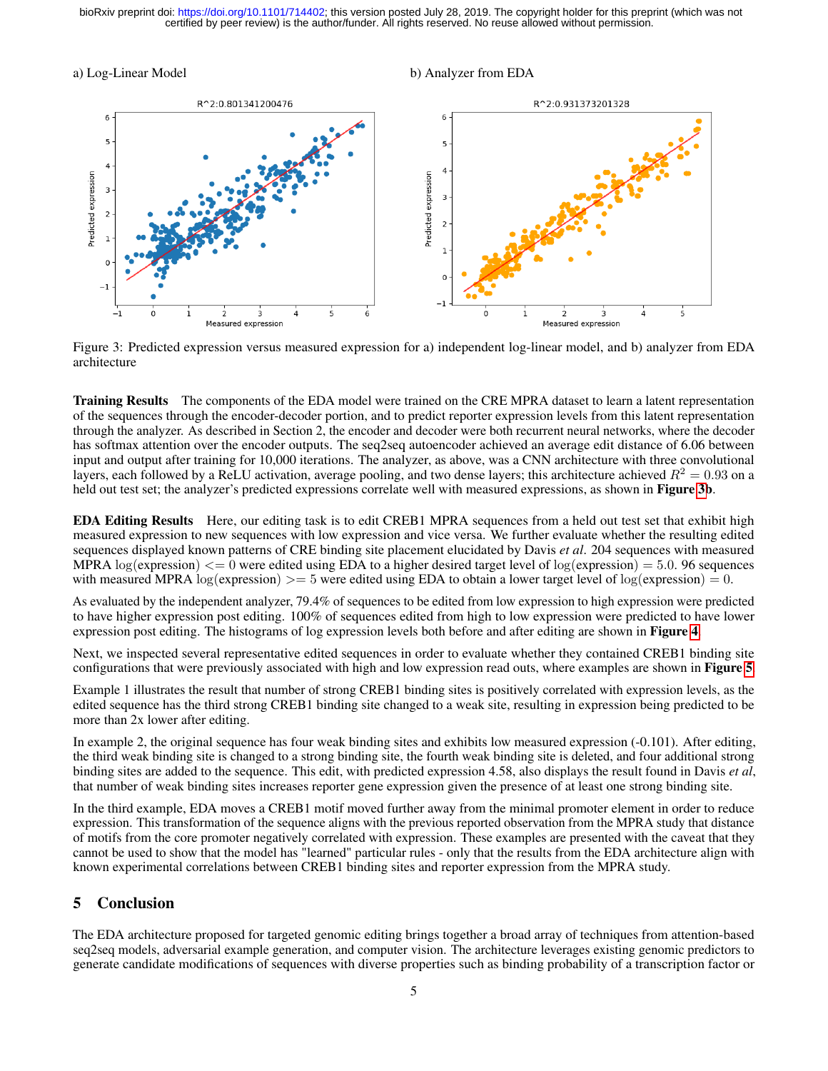a) Log-Linear Model

b) Analyzer from EDA

Figure 3: Predicted expression versus measured expression for a) independent log-linear model, and b) analyzer from EDA architecture

**Training Results** The components of the EDA model were trained on the CRE MPRA dataset to learn a latent representation of the sequences through the encoder-decoder portion, and to predict reporter expression levels from this latent representation through the analyzer. As described in Section 2, the encoder and decoder were both recurrent neural networks, where the decoder has softmax attention over the encoder outputs. The seq2seq autoencoder achieved an average edit distance of 6.06 between input and output after training for 10,000 iterations. The analyzer, as above, was a CNN architecture with three convolutional layers, each followed by a ReLU activation, average pooling, and two dense layers; this architecture achieved $R^2 = 0.93$ on a held out test set; the analyzer's predicted expressions correlate well with measured expressions, as shown in **Figure 3b**.

**EDA Editing Results** Here, our editing task is to edit CREB1 MPRA sequences from a held out test set that exhibit high measured expression to new sequences with low expression and vice versa. We further evaluate whether the resulting edited sequences displayed known patterns of CRE binding site placement elucidated by Davis *et al*. 204 sequences with measured MPRA $\log(\text{expression}) <= 0$ were edited using EDA to a higher desired target level of $\log(\text{expression}) = 5.0$. 96 sequences with measured MPRA $\log(\text{expression}) >= 5$ were edited using EDA to obtain a lower target level of $\log(\text{expression}) = 0$.

As evaluated by the independent analyzer, 79.4% of sequences to be edited from low expression to high expression were predicted to have higher expression post editing. 100% of sequences edited from high to low expression were predicted to have lower expression post editing. The histograms of log expression levels both before and after editing are shown in **Figure 4**.

Next, we inspected several representative edited sequences in order to evaluate whether they contained CREB1 binding site configurations that were previously associated with high and low expression read outs, where examples are shown in **Figure 5**.

Example 1 illustrates the result that number of strong CREB1 binding sites is positively correlated with expression levels, as the edited sequence has the third strong CREB1 binding site changed to a weak site, resulting in expression being predicted to be more than 2x lower after editing.

In example 2, the original sequence has four weak binding sites and exhibits low measured expression (-0.101). After editing, the third weak binding site is changed to a strong binding site, the fourth weak binding site is deleted, and four additional strong binding sites are added to the sequence. This edit, with predicted expression 4.58, also displays the result found in Davis *et al*, that number of weak binding sites increases reporter gene expression given the presence of at least one strong binding site.

In the third example, EDA moves a CREB1 motif moved further away from the minimal promoter element in order to reduce expression. This transformation of the sequence aligns with the previous reported observation from the MPRA study that distance of motifs from the core promoter negatively correlated with expression. These examples are presented with the caveat that they cannot be used to show that the model has "learned" particular rules - only that the results from the EDA architecture align with known experimental correlations between CREB1 binding sites and reporter expression from the MPRA study.

## 5 Conclusion

The EDA architecture proposed for targeted genomic editing brings together a broad array of techniques from attention-based seq2seq models, adversarial example generation, and computer vision. The architecture leverages existing genomic predictors to generate candidate modifications of sequences with diverse properties such as binding probability of a transcription factor or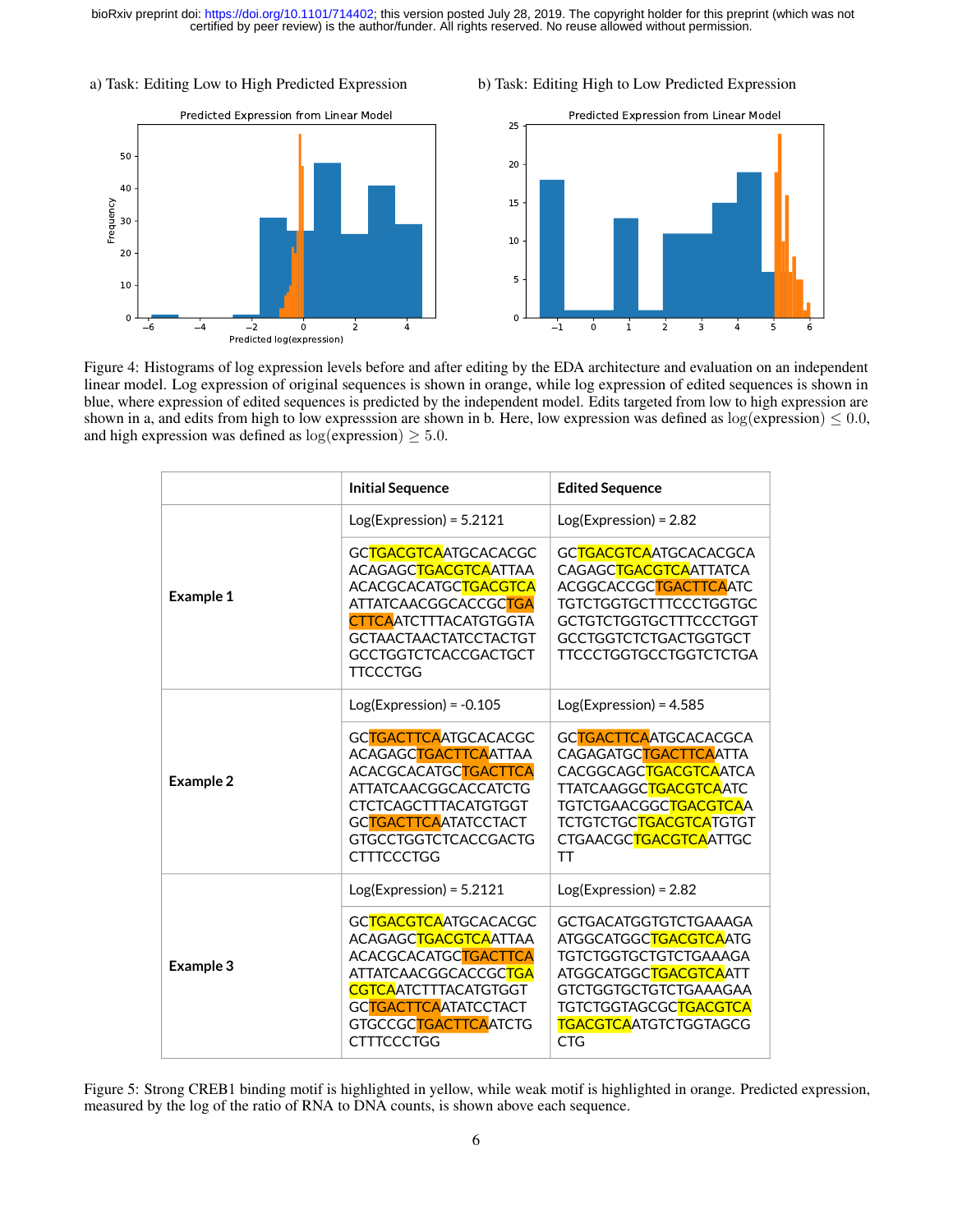a) Task: Editing Low to High Predicted Expression

b) Task: Editing High to Low Predicted Expression

Figure 4: Histograms of log expression levels before and after editing by the EDA architecture and evaluation on an independent linear model. Log expression of original sequences is shown in orange, while log expression of edited sequences is shown in blue, where expression of edited sequences is predicted by the independent model. Edits targeted from low to high expression are shown in a, and edits from high to low expresssion are shown in b. Here, low expression was defined as $\log(\text{expression}) \leq 0.0$, and high expression was defined as $\log(\text{expression}) \geq 5.0$.

| | Initial Sequence | Edited Sequence |
|---|---|---|
| Example 1 | Log(Expression) = 5.2121 | Log(Expression) = 2.82 |
| | GCTGACGTCAATGCACACGCACAGAGCTGACGTCAATTAAACACGCACATGCTGACGTCAATTATCAACGGCACCGCTGACTTCAATCTTTACATGTGGTAGCTAACTAACTATCCTACTGTGCCTGGTCTCACCGACTGCTTTCCCTGG | GCTGACGTCAATGCACACGCACAGAGCTGACGTCAATTATCAACGGCACCGCTGACTTCAATCTGTCTGGTGCTTTCCCTGGTGCGCTGTCTGGTGCTTTCCCTGGTGCCTGGTCTCTGACTGGTGCTTTCCCTGGTGCCTGGTCTCTGA |
| Example 2 | Log(Expression) = -0.105 | Log(Expression) = 4.585 |
| | GCTGACTTCAATGCACACGCACAGAGCTGACTTCAATTAAACACGCACATGCTGACTTCAATTATCAACGGCACCATCTGCTCTCAGCTTTACATGTGGTGCTGACTTCAATATCCTACTGTGCCTGGTCTCACCGACTGCTTTCCCTGG | GCTGACTTCAATGCACACGCACAGAGATGCTGACTTCAATTACACGGCAGCTGACGTCAATCATTATCAAGGCTGACGTCAATCTGTCTGAACGGCTGACGTCAATCTGTCTGCTGACGTCATGTGTCTGAACGCTGACGTCAATTGCTT |
| Example 3 | Log(Expression) = 5.2121 | Log(Expression) = 2.82 |
| | GCTGACGTCAATGCACACGCACAGAGCTGACGTCAATTAAACACGCACATGCTGACTTCAATTATCAACGGCACCGCTGACGTCAATCTTTACATGTGGTGCTGACTTCAATATCCTACTGTGCCGCTGACTTCAATCTGCTTTCCCTGG | GCTGACATGGTGTCTGAAAGAATGGCATGGCTGACGTCAATGTGTCTGGTGCTGTCTGAAAGAATGGCATGGCTGACGTCAATTGTCTGGTGCTGTCTGAAAGAATGTCTGGTAGCGCTGACGTCATGACGTCAATGTCTGGTAGCGCTG |

Figure 5: Strong CREB1 binding motif is highlighted in yellow, while weak motif is highlighted in orange. Predicted expression, measured by the log of the ratio of RNA to DNA counts, is shown above each sequence.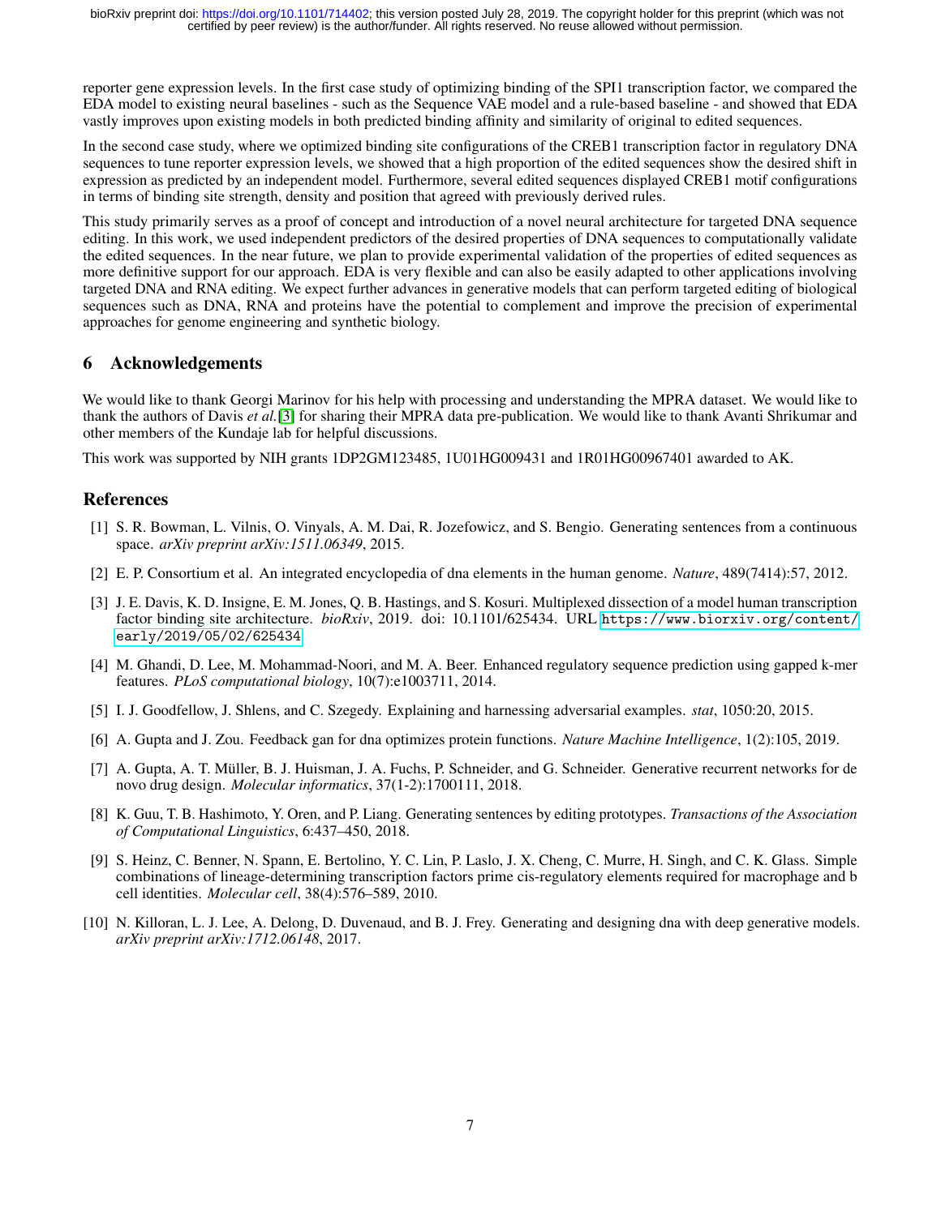reporter gene expression levels. In the first case study of optimizing binding of the SPI1 transcription factor, we compared the EDA model to existing neural baselines - such as the Sequence VAE model and a rule-based baseline - and showed that EDA vastly improves upon existing models in both predicted binding affinity and similarity of original to edited sequences.

In the second case study, where we optimized binding site configurations of the CREB1 transcription factor in regulatory DNA sequences to tune reporter expression levels, we showed that a high proportion of the edited sequences show the desired shift in expression as predicted by an independent model. Furthermore, several edited sequences displayed CREB1 motif configurations in terms of binding site strength, density and position that agreed with previously derived rules.

This study primarily serves as a proof of concept and introduction of a novel neural architecture for targeted DNA sequence editing. In this work, we used independent predictors of the desired properties of DNA sequences to computationally validate the edited sequences. In the near future, we plan to provide experimental validation of the properties of edited sequences as more definitive support for our approach. EDA is very flexible and can also be easily adapted to other applications involving targeted DNA and RNA editing. We expect further advances in generative models that can perform targeted editing of biological sequences such as DNA, RNA and proteins have the potential to complement and improve the precision of experimental approaches for genome engineering and synthetic biology.

## 6 Acknowledgements

We would like to thank Georgi Marinov for his help with processing and understanding the MPRA dataset. We would like to thank the authors of Davis *et al.*[3] for sharing their MPRA data pre-publication. We would like to thank Avanti Shrikumar and other members of the Kundaje lab for helpful discussions.

This work was supported by NIH grants 1DP2GM123485, 1U01HG009431 and 1R01HG00967401 awarded to AK.

## References

[1] S. R. Bowman, L. Vilnis, O. Vinyals, A. M. Dai, R. Jozefowicz, and S. Bengio. Generating sentences from a continuous space. *arXiv preprint arXiv:1511.06349*, 2015.

[2] E. P. Consortium et al. An integrated encyclopedia of dna elements in the human genome. *Nature*, 489(7414):57, 2012.

[3] J. E. Davis, K. D. Insigne, E. M. Jones, Q. B. Hastings, and S. Kosuri. Multiplexed dissection of a model human transcription factor binding site architecture. *bioRxiv*, 2019. doi: 10.1101/625434. URL https://www.biorxiv.org/content/early/2019/05/02/625434.

[4] M. Ghandi, D. Lee, M. Mohammad-Noori, and M. A. Beer. Enhanced regulatory sequence prediction using gapped k-mer features. *PLoS computational biology*, 10(7):e1003711, 2014.

[5] I. J. Goodfellow, J. Shlens, and C. Szegedy. Explaining and harnessing adversarial examples. *stat*, 1050:20, 2015.

[6] A. Gupta and J. Zou. Feedback gan for dna optimizes protein functions. *Nature Machine Intelligence*, 1(2):105, 2019.

[7] A. Gupta, A. T. Müller, B. J. Huisman, J. A. Fuchs, P. Schneider, and G. Schneider. Generative recurrent networks for de novo drug design. *Molecular informatics*, 37(1-2):1700111, 2018.

[8] K. Guu, T. B. Hashimoto, Y. Oren, and P. Liang. Generating sentences by editing prototypes. *Transactions of the Association of Computational Linguistics*, 6:437–450, 2018.

[9] S. Heinz, C. Benner, N. Spann, E. Bertolino, Y. C. Lin, P. Laslo, J. X. Cheng, C. Murre, H. Singh, and C. K. Glass. Simple combinations of lineage-determining transcription factors prime cis-regulatory elements required for macrophage and b cell identities. *Molecular cell*, 38(4):576–589, 2010.

[10] N. Killoran, L. J. Lee, A. Delong, D. Duvenaud, and B. J. Frey. Generating and designing dna with deep generative models. *arXiv preprint arXiv:1712.06148*, 2017.